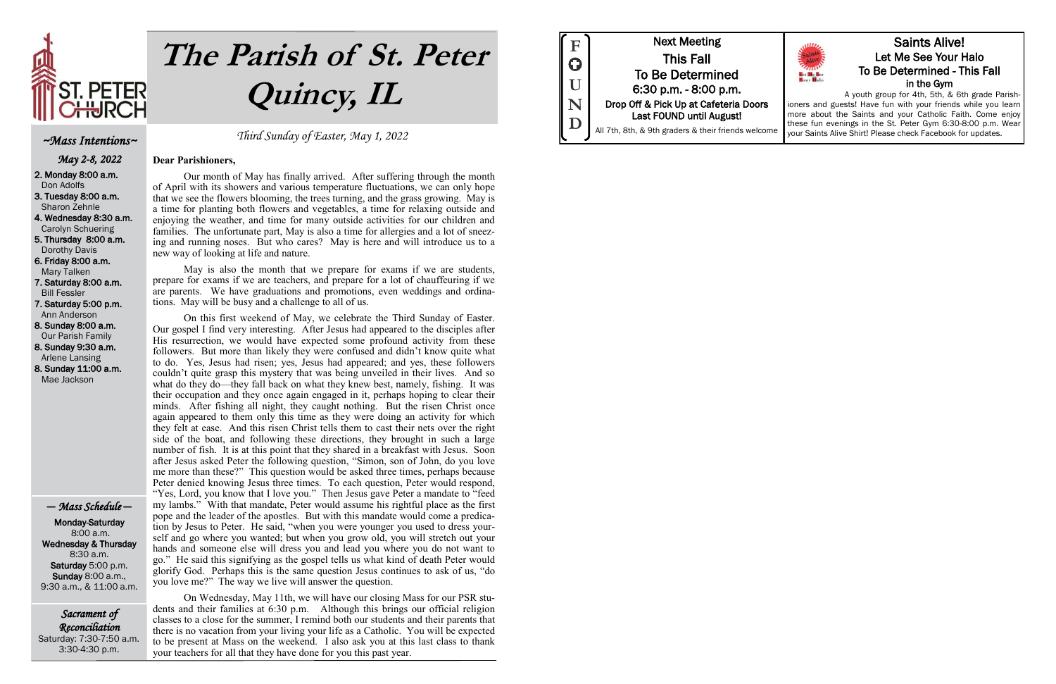# The Parish of St. Peter Quincy, IL

*Third Sunday of Easter, May 1, 2022*

## ~Mass Intentions~

*May 2-8, 2022*

- **2. Monday 8:00 a.m.** Don Adolfs
- **3. Tuesday 8:00 a.m.** Sharon Zehnle
- **4. Wednesday 8:30 a.m.** Carolyn Schuering
- **5. Thursday 8:00 a.m.** Dorothy Davis
- **6. Friday 8:00 a.m.** Mary Talken
- **7. Saturday 8:00 a.m.** Bill Fessler
- **7. Saturday 5:00 p.m.** Ann Anderson
- **8. Sunday 8:00 a.m.** Our Parish Family
- **8. Sunday 9:30 a.m.** Arlene Lansing
- **8. Sunday 11:00 a.m.** Mae Jackson

## — Mass Schedule —

**Monday-Saturday** 8:00 a.m.
**Wednesday & Thursday** 8:30 a.m.
**Saturday** 5:00 p.m.
**Sunday** 8:00 a.m., 9:30 a.m., & 11:00 a.m.

## Sacrament of Reconciliation

Saturday: 7:30-7:50 a.m. 3:30-4:30 p.m.

**Dear Parishioners,**

Our month of May has finally arrived. After suffering through the month of April with its showers and various temperature fluctuations, we can only hope that we see the flowers blooming, the trees turning, and the grass growing. May is a time for planting both flowers and vegetables, a time for relaxing outside and enjoying the weather, and time for many outside activities for our children and families. The unfortunate part, May is also a time for allergies and a lot of sneezing and running noses. But who cares? May is here and will introduce us to a new way of looking at life and nature.

May is also the month that we prepare for exams if we are students, prepare for exams if we are teachers, and prepare for a lot of chauffeuring if we are parents. We have graduations and promotions, even weddings and ordinations. May will be busy and a challenge to all of us.

On this first weekend of May, we celebrate the Third Sunday of Easter. Our gospel I find very interesting. After Jesus had appeared to the disciples after His resurrection, we would have expected some profound activity from these followers. But more than likely they were confused and didn't know quite what to do. Yes, Jesus had risen; yes, Jesus had appeared; and yes, these followers couldn't quite grasp this mystery that was being unveiled in their lives. And so what do they do—they fall back on what they knew best, namely, fishing. It was their occupation and they once again engaged in it, perhaps hoping to clear their minds. After fishing all night, they caught nothing. But the risen Christ once again appeared to them only this time as they were doing an activity for which they felt at ease. And this risen Christ tells them to cast their nets over the right side of the boat, and following these directions, they brought in such a large number of fish. It is at this point that they shared in a breakfast with Jesus. Soon after Jesus asked Peter the following question, "Simon, son of John, do you love me more than these?" This question would be asked three times, perhaps because Peter denied knowing Jesus three times. To each question, Peter would respond, "Yes, Lord, you know that I love you." Then Jesus gave Peter a mandate to "feed my lambs." With that mandate, Peter would assume his rightful place as the first pope and the leader of the apostles. But with this mandate would come a predication by Jesus to Peter. He said, "when you were younger you used to dress yourself and go where you wanted; but when you grow old, you will stretch out your hands and someone else will dress you and lead you where you do not want to go." He said this signifying as the gospel tells us what kind of death Peter would glorify God. Perhaps this is the same question Jesus continues to ask of us, "do you love me?" The way we live will answer the question.

On Wednesday, May 11th, we will have our closing Mass for our PSR students and their families at 6:30 p.m. Although this brings our official religion classes to a close for the summer, I remind both our students and their parents that there is no vacation from your living your life as a Catholic. You will be expected to be present at Mass on the weekend. I also ask you at this last class to thank your teachers for all that they have done for you this past year.

## FOUND

**Next Meeting**
**This Fall**
**To Be Determined**
**6:30 p.m. - 8:00 p.m.**
**Drop Off & Pick Up at Cafeteria Doors**
**Last FOUND until August!**
All 7th, 8th, & 9th graders & their friends welcome

## Saints Alive!

**Let Me See Your Halo**
**To Be Determined - This Fall**
**in the Gym**

A youth group for 4th, 5th, & 6th grade Parishioners and guests! Have fun with your friends while you learn more about the Saints and your Catholic Faith. Come enjoy these fun evenings in the St. Peter Gym 6:30-8:00 p.m. Wear your Saints Alive Shirt! Please check Facebook for updates.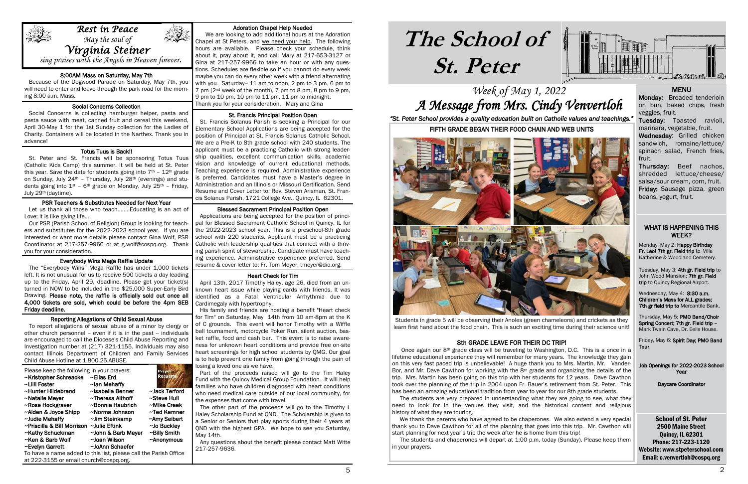*Rest in Peace*

*May the soul of*

*Virginia Steiner*

*sing praises with the Angels in Heaven forever.*

### 8:00AM Mass on Saturday, May 7th

Because of the Dogwood Parade on Saturday, May 7th, you will need to enter and leave through the park road for the morning 8:00 a.m. Mass.

### Social Concerns Collection

Social Concerns is collecting hamburger helper, pasta and pasta sauce with meat, canned fruit and cereal this weekend, April 30-May 1 for the 1st Sunday collection for the Ladies of Charity. Containers will be located in the Narthex. Thank you in advance!

### Totus Tuus is Back!!

St. Peter and St. Francis will be sponsoring Totus Tuus (Catholic Kids Camp) this summer. It will be held at St. Peter this year. Save the date for students going into 7th – 12th grade on Sunday, July 24th – Thursday, July 28th (evenings) and students going into 1st – 6th grade on Monday, July 25th – Friday, July 29th (daytime).

### PSR Teachers & Substitutes Needed for Next Year

Let us thank all those who teach........Educating is an act of Love; it is like giving life....

Our PSR (Parish School of Religion) Group is looking for teachers and substitutes for the 2022-2023 school year. If you are interested or want more details please contact Gina Wolf, PSR Coordinator at 217-257-9966 or at g.wolf@cospq.org. Thank you for your consideration.

### Everybody Wins Mega Raffle Update

The "Everybody Wins" Mega Raffle has under 1,000 tickets left. It is not unusual for us to receive 500 tickets a day leading up to the Friday, April 29, deadline. Please get your ticket(s) turned in NOW to be included in the $25,000 Super-Early Bird Drawing. **Please note, the raffle is officially sold out once all 4,000 tickets are sold, which could be before the 4pm SEB Friday deadline.**

### Reporting Allegations of Child Sexual Abuse

To report allegations of sexual abuse of a minor by clergy or other church personnel -- even if it is in the past -- individuals are encouraged to call the Diocese's Child Abuse Reporting and Investigation number at (217) 321-1155. Individuals may also contact Illinois Department of Children and Family Services Child Abuse Hotline at 1.800.25.ABUSE.

Please keep the following in your prayers:

| | | |
|---|---|---|
| ~Kristopher Schreacke | ~Elias Erd | |
| ~Lilli Foster | ~Ian Mehaffy | |
| ~Hunter Hildebrand | ~Isabella Benner | ~Jack Terford |
| ~Natalie Meyer | ~Theresa Althoff | ~Steve Hull |
| ~Rose Hockgraver | ~Bonnie Haubrich | ~Mike Creek |
| ~Alden & Joyce Shipp | ~Norma Johnson | ~Ted Kemner |
| ~Judie Mehaffy | ~Jim Steinkamp | ~Amy Seibert |
| ~Priscilla & Bill Morrison | ~Julie Eftink | ~Jo Buckley |
| ~Kathy Schuckman | ~John & Barb Meyer | ~Billy Smith |
| ~Ken & Barb Wolf | ~Joan Wilson | ~Anonymous |
| ~Evelyn Garrett | ~JoAnn Schaefer | |

To have a name added to this list, please call the Parish Office at 222-3155 or email church@cospq.org.

### Adoration Chapel Help Needed

We are looking to add additional hours at the Adoration Chapel at St Peters, and we need your help. The following hours are available. Please check your schedule, think about it, pray about it, and call Mary at 217-653-3127 or Gina at 217-257-9966 to take an hour or with any questions. Schedules are flexible so if you cannot do every week maybe you can do every other week with a friend alternating with you. Saturday– 11 am to noon, 2 pm to 3 pm, 6 pm to 7 pm (2nd week of the month), 7 pm to 8 pm, 8 pm to 9 pm, 9 pm to 10 pm, 10 pm to 11 pm, 11 pm to midnight. Thank you for your consideration. Mary and Gina

### St. Francis Principal Position Open

St. Francis Solanus Parish is seeking a Principal for our Elementary School Applications are being accepted for the position of Principal at St. Francis Solanus Catholic School. We are a Pre-K to 8th grade school with 240 students. The applicant must be a practicing Catholic with strong leadership qualities, excellent communication skills, academic vision and knowledge of current educational methods. Teaching experience is required. Administrative experience is preferred. Candidates must have a Master's degree in Administration and an Illinois or Missouri Certification. Send Resume and Cover Letter to: Rev. Steven Arisman, St. Francis Solanus Parish, 1721 College Ave., Quincy, IL 62301.

### Blessed Sacrament Principal Position Open

Applications are being accepted for the position of principal for Blessed Sacrament Catholic School in Quincy, IL for the 2022-2023 school year. This is a preschool-8th grade school with 220 students. Applicant must be a practicing Catholic with leadership qualities that connect with a thriving parish spirit of stewardship. Candidate must have teaching experience. Administrative experience preferred. Send resume & cover letter to: Fr. Tom Meyer, tmeyer@dio.org.

### Heart Check for Tim

April 13th, 2017 Timothy Haley, age 26, died from an unknown heart issue while playing cards with friends. It was identified as a Fatal Ventricular Arrhythmia due to Cardimegaly with hypertrophy.

His family and friends are hosting a benefit "Heart check for Tim" on Saturday, May 14th from 10 am-8pm at the K of C grounds. This event will honor Timothy with a Wiffle ball tournament, motorcycle Poker Run, silent auction, basket raffle, food and cash bar. This event is to raise awareness for unknown heart conditions and provide free on-site heart screenings for high school students by QMG. Our goal is to help prevent one family from going through the pain of losing a loved one as we have.

Part of the proceeds raised will go to the Tim Haley Fund with the Quincy Medical Group Foundation. It will help families who have children diagnosed with heart conditions who need medical care outside of our local community, for the expenses that come with travel.

The other part of the proceeds will go to the Timothy L Haley Scholarship Fund at QND. The Scholarship is given to a Senior or Seniors that play sports during their 4 years at QND with the highest GPA. We hope to see you Saturday, May 14th.

Any questions about the benefit please contact Matt Witte 217-257-9636.

# The School of St. Peter

## *Week of May 1, 2022*

## *A Message from Mrs. Cindy Venvertloh*

*"St. Peter School provides a quality education built on Catholic values and teachings."*

### FIFTH GRADE BEGAN THEIR FOOD CHAIN AND WEB UNITS

Students in grade 5 will be observing their Anoles (green chameleons) and crickets as they learn first hand about the food chain. This is such an exciting time during their science unit!

### 8th GRADE LEAVE FOR THEIR DC TRIP!

Once again our 8th grade class will be traveling to Washington, D.C. This is a once in a lifetime educational experience they will remember for many years. The knowledge they gain on this very fast paced trip is unbelievable! A huge thank you to Mrs. Martin, Mr. VanderBor, and Mr. Dave Cawthon for working with the 8th grade and organizing the details of the trip. Mrs. Martin has been going on this trip with her students for 12 years. Dave Cawthon took over the planning of the trip in 2004 upon Fr. Bauer's retirement from St. Peter. This has been an amazing educational tradition from year to year for our 8th grade students.

The students are very prepared in understanding what they are going to see, what they need to look for in the venues they visit, and the historical content and religious history of what they are touring.

We thank the parents who have agreed to be chaperones. We also extend a very special thank you to Dave Cawthon for all of the planning that goes into this trip. Mr. Cawthon will start planning for next year's trip the week after he is home from this trip!

The students and chaperones will depart at 1:00 p.m. today (Sunday). Please keep them in your prayers.

### MENU

**Monday:** Breaded tenderloin on bun, baked chips, fresh veggies, fruit.

**Tuesday:** Toasted ravioli, marinara, vegetable, fruit.

**Wednesday**: Grilled chicken sandwich, romaine/lettuce/spinach salad, French fries, fruit.

**Thursday:** Beef nachos, shredded lettuce/cheese/salsa/sour cream, corn, fruit.

**Friday:** Sausage pizza, green beans, yogurt, fruit.

### WHAT IS HAPPENING THIS WEEK?

Monday, May 2: **Happy Birthday Fr. Leo! 7th gr. Field trip** to Villa Katherine & Woodland Cemetery.

Tuesday, May 3: **4th gr. Field trip** to John Wood Mansion; **7th gr. Field trip** to Quincy Regional Airport.

Wednesday, May 4: **8:30 a.m. Children's Mass for ALL grades; 7th gr field trip** to Mercantile Bank.

Thursday, May 5: **PMO Band/Choir Spring Concert; 7th gr. Field trip –** Mark Twain Cave, Dr. Eells House.

Friday, May 6: **Spirit Day; PMO Band Tour.**

**Job Openings for 2022-2023 School Year**

**Daycare Coordinator**

**School of St. Peter**
**2500 Maine Street**
**Quincy, IL 62301**
**Phone: 217-223-1120**
**Website: www.stpeterschool.com**
**Email: c.venvertloh@cospq.org**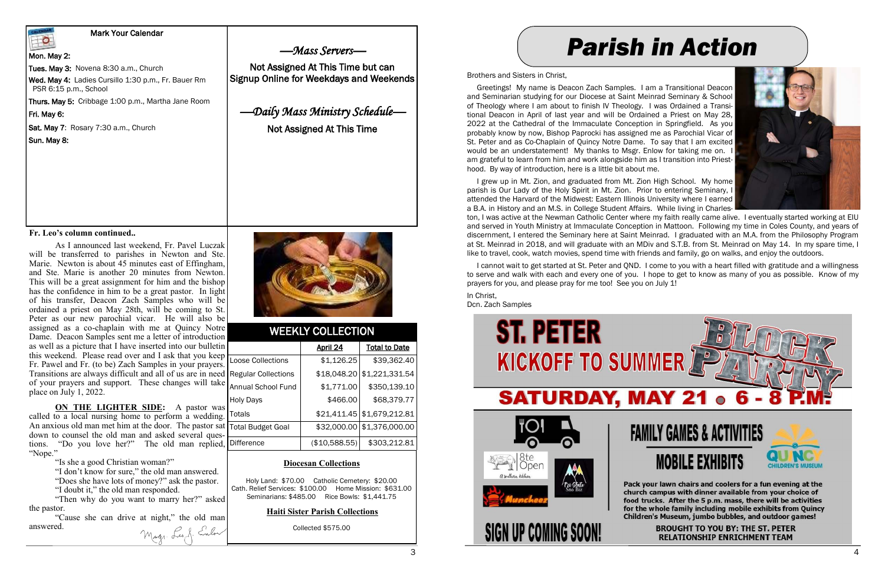### Mark Your Calendar

**Mon. May 2:**

**Tues. May 3:** Novena 8:30 a.m., Church

**Wed. May 4:** Ladies Cursillo 1:30 p.m., Fr. Bauer Rm
PSR 6:15 p.m., School

**Thurs. May 5:** Cribbage 1:00 p.m., Martha Jane Room

**Fri. May 6:**

**Sat. May 7:** Rosary 7:30 a.m., Church

**Sun. May 8:**

## *—Mass Servers—*

Not Assigned At This Time but can Signup Online for Weekdays and Weekends

## *—Daily Mass Ministry Schedule—*

Not Assigned At This Time

**Fr. Leo's column continued..**

As I announced last weekend, Fr. Pavel Luczak will be transferred to parishes in Newton and Ste. Marie. Newton is about 45 minutes east of Effingham, and Ste. Marie is another 20 minutes from Newton. This will be a great assignment for him and the bishop has the confidence in him to be a great pastor. In light of his transfer, Deacon Zach Samples who will be ordained a priest on May 28th, will be coming to St. Peter as our new parochial vicar. He will also be assigned as a co-chaplain with me at Quincy Notre Dame. Deacon Samples sent me a letter of introduction as well as a picture that I have inserted into our bulletin this weekend. Please read over and I ask that you keep Fr. Pawel and Fr. (to be) Zach Samples in your prayers. Transitions are always difficult and all of us are in need of your prayers and support. These changes will take place on July 1, 2022.

**ON THE LIGHTER SIDE:** A pastor was called to a local nursing home to perform a wedding. An anxious old man met him at the door. The pastor sat down to counsel the old man and asked several questions. "Do you love her?" The old man replied, "Nope."

"Is she a good Christian woman?"

"I don't know for sure," the old man answered.

"Does she have lots of money?" ask the pastor.

"I doubt it," the old man responded.

"Then why do you want to marry her?" asked the pastor.

"Cause she can drive at night," the old man answered.

Msgr. Leo J. Enlow

## WEEKLY COLLECTION

| | April 24 | Total to Date |
|---|---|---|
| Loose Collections | $1,126.25 | $39,362.40 |
| Regular Collections | $18,048.20 | $1,221,331.54 |
| Annual School Fund | $1,771.00 | $350,139.10 |
| Holy Days | $466.00 | $68,379.77 |
| Totals | $21,411.45 | $1,679,212.81 |
| Total Budget Goal | $32,000.00 | $1,376,000.00 |
| Difference | ($10,588.55) | $303,212.81 |

**Diocesan Collections**

Holy Land: $70.00 Catholic Cemetery: $20.00
Cath. Relief Services: $100.00 Home Mission: $631.00
Seminarians: $485.00 Rice Bowls: $1,441.75

**Haiti Sister Parish Collections**

Collected $575.00

# *Parish in Action*

Brothers and Sisters in Christ,

Greetings! My name is Deacon Zach Samples. I am a Transitional Deacon and Seminarian studying for our Diocese at Saint Meinrad Seminary & School of Theology where I am about to finish IV Theology. I was Ordained a Transitional Deacon in April of last year and will be Ordained a Priest on May 28, 2022 at the Cathedral of the Immaculate Conception in Springfield. As you probably know by now, Bishop Paprocki has assigned me as Parochial Vicar of St. Peter and as Co-Chaplain of Quincy Notre Dame. To say that I am excited would be an understatement! My thanks to Msgr. Enlow for taking me on. I am grateful to learn from him and work alongside him as I transition into Priesthood. By way of introduction, here is a little bit about me.

I grew up in Mt. Zion, and graduated from Mt. Zion High School. My home parish is Our Lady of the Holy Spirit in Mt. Zion. Prior to entering Seminary, I attended the Harvard of the Midwest: Eastern Illinois University where I earned a B.A. in History and an M.S. in College Student Affairs. While living in Charleston, I was active at the Newman Catholic Center where my faith really came alive. I eventually started working at EIU and served in Youth Ministry at Immaculate Conception in Mattoon. Following my time in Coles County, and years of discernment, I entered the Seminary here at Saint Meinrad. I graduated with an M.A. from the Philosophy Program at St. Meinrad in 2018, and will graduate with an MDiv and S.T.B. from St. Meinrad on May 14. In my spare time, I like to travel, cook, watch movies, spend time with friends and family, go on walks, and enjoy the outdoors.

I cannot wait to get started at St. Peter and QND. I come to you with a heart filled with gratitude and a willingness to serve and walk with each and every one of you. I hope to get to know as many of you as possible. Know of my prayers for you, and please pray for me too! See you on July 1!

In Christ,
Dcn. Zach Samples

# ST. PETER KICKOFF TO SUMMER BLOCK PARTY

## SATURDAY, MAY 21 • 6 - 8 P.M.

8te Open — A Southern Kitchen

Muncheez

Tri State Sno Biz

**FAMILY GAMES & ACTIVITIES**

**MOBILE EXHIBITS**

QUINCY CHILDREN'S MUSEUM

**SIGN UP COMING SOON!**

**Pack your lawn chairs and coolers for a fun evening at the church campus with dinner available from your choice of food trucks. After the 5 p.m. mass, there will be activities for the whole family including mobile exhibits from Quincy Children's Museum, jumbo bubbles, and outdoor games!**

**BROUGHT TO YOU BY: THE ST. PETER RELATIONSHIP ENRICHMENT TEAM**